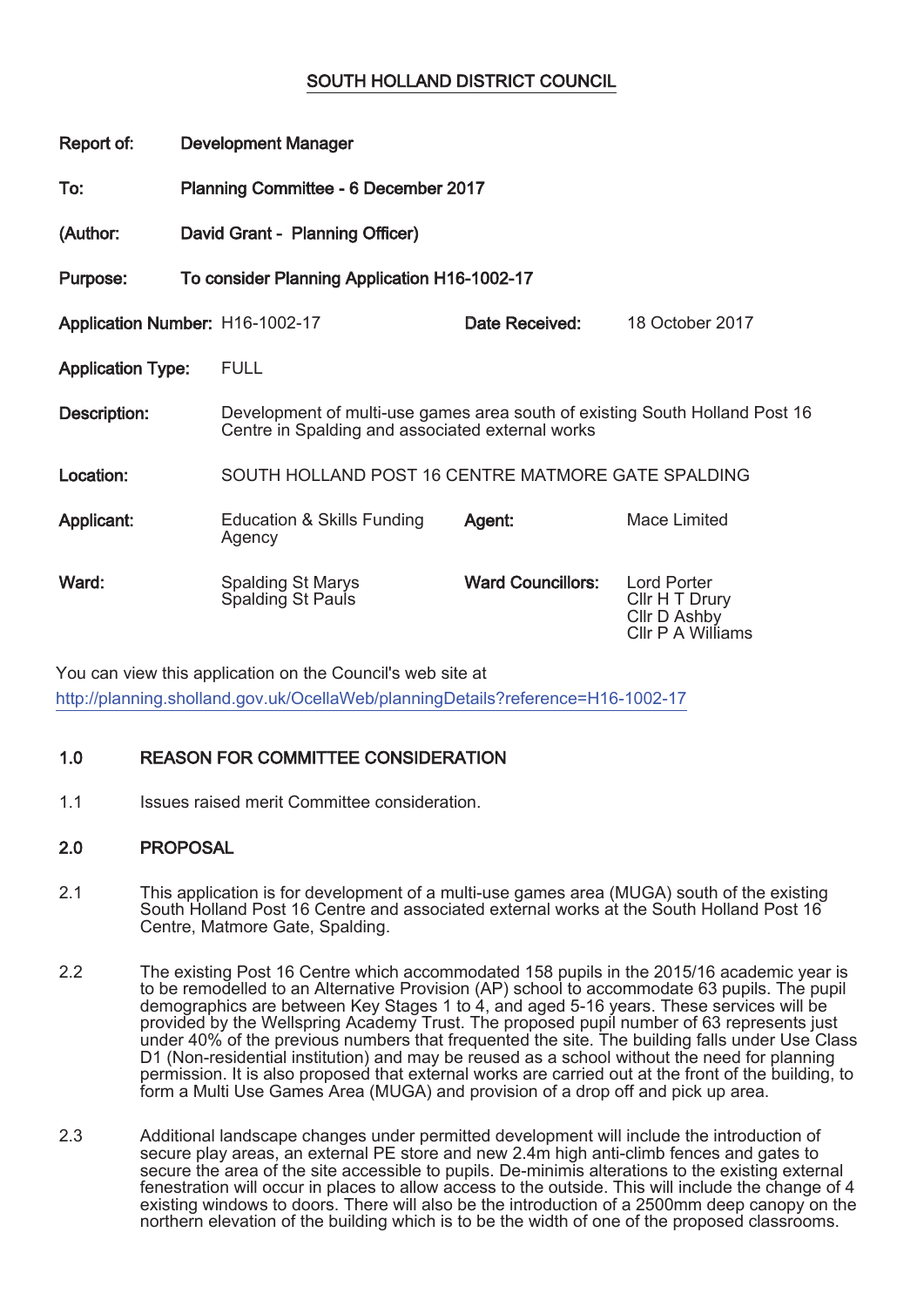# SOUTH HOLLAND DISTRICT COUNCIL

**Report of:** Development Manager

**To:** Planning Committee - 6 December 2017

**(Author:** David Grant - Planning Officer)

**Purpose:** To consider Planning Application H16-1002-17

| | | | |
|---|---|---|---|
| **Application Number:** | H16-1002-17 | **Date Received:** | 18 October 2017 |
| **Application Type:** | FULL | | |
| **Description:** | Development of multi-use games area south of existing South Holland Post 16 Centre in Spalding and associated external works | | |
| **Location:** | SOUTH HOLLAND POST 16 CENTRE MATMORE GATE SPALDING | | |
| **Applicant:** | Education & Skills Funding Agency | **Agent:** | Mace Limited |
| **Ward:** | Spalding St Marys<br>Spalding St Pauls | **Ward Councillors:** | Lord Porter<br>Cllr H T Drury<br>Cllr D Ashby<br>Cllr P A Williams |

You can view this application on the Council's web site at
http://planning.sholland.gov.uk/OcellaWeb/planningDetails?reference=H16-1002-17

## 1.0 REASON FOR COMMITTEE CONSIDERATION

1.1 Issues raised merit Committee consideration.

## 2.0 PROPOSAL

2.1 This application is for development of a multi-use games area (MUGA) south of the existing South Holland Post 16 Centre and associated external works at the South Holland Post 16 Centre, Matmore Gate, Spalding.

2.2 The existing Post 16 Centre which accommodated 158 pupils in the 2015/16 academic year is to be remodelled to an Alternative Provision (AP) school to accommodate 63 pupils. The pupil demographics are between Key Stages 1 to 4, and aged 5-16 years. These services will be provided by the Wellspring Academy Trust. The proposed pupil number of 63 represents just under 40% of the previous numbers that frequented the site. The building falls under Use Class D1 (Non-residential institution) and may be reused as a school without the need for planning permission. It is also proposed that external works are carried out at the front of the building, to form a Multi Use Games Area (MUGA) and provision of a drop off and pick up area.

2.3 Additional landscape changes under permitted development will include the introduction of secure play areas, an external PE store and new 2.4m high anti-climb fences and gates to secure the area of the site accessible to pupils. De-minimis alterations to the existing external fenestration will occur in places to allow access to the outside. This will include the change of 4 existing windows to doors. There will also be the introduction of a 2500mm deep canopy on the northern elevation of the building which is to be the width of one of the proposed classrooms.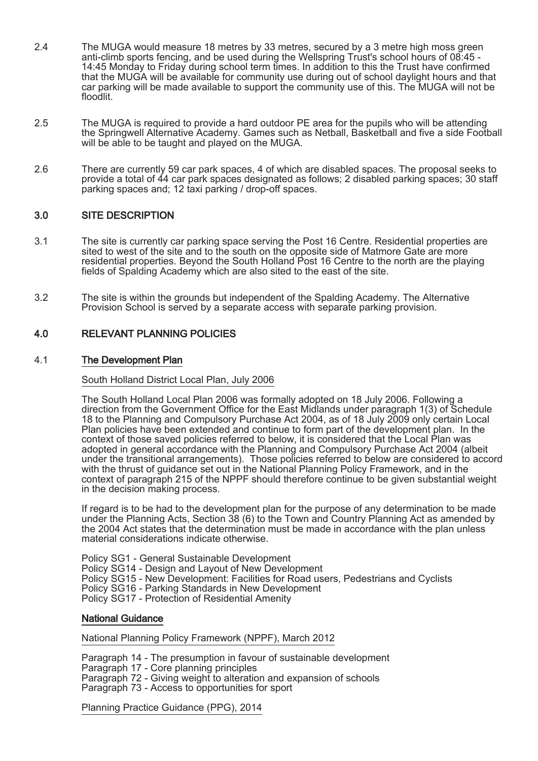2.4 The MUGA would measure 18 metres by 33 metres, secured by a 3 metre high moss green anti-climb sports fencing, and be used during the Wellspring Trust's school hours of 08:45 - 14:45 Monday to Friday during school term times. In addition to this the Trust have confirmed that the MUGA will be available for community use during out of school daylight hours and that car parking will be made available to support the community use of this. The MUGA will not be floodlit.

2.5 The MUGA is required to provide a hard outdoor PE area for the pupils who will be attending the Springwell Alternative Academy. Games such as Netball, Basketball and five a side Football will be able to be taught and played on the MUGA.

2.6 There are currently 59 car park spaces, 4 of which are disabled spaces. The proposal seeks to provide a total of 44 car park spaces designated as follows; 2 disabled parking spaces; 30 staff parking spaces and; 12 taxi parking / drop-off spaces.

## 3.0 SITE DESCRIPTION

3.1 The site is currently car parking space serving the Post 16 Centre. Residential properties are sited to west of the site and to the south on the opposite side of Matmore Gate are more residential properties. Beyond the South Holland Post 16 Centre to the north are the playing fields of Spalding Academy which are also sited to the east of the site.

3.2 The site is within the grounds but independent of the Spalding Academy. The Alternative Provision School is served by a separate access with separate parking provision.

## 4.0 RELEVANT PLANNING POLICIES

### 4.1 The Development Plan

South Holland District Local Plan, July 2006

The South Holland Local Plan 2006 was formally adopted on 18 July 2006. Following a direction from the Government Office for the East Midlands under paragraph 1(3) of Schedule 18 to the Planning and Compulsory Purchase Act 2004, as of 18 July 2009 only certain Local Plan policies have been extended and continue to form part of the development plan. In the context of those saved policies referred to below, it is considered that the Local Plan was adopted in general accordance with the Planning and Compulsory Purchase Act 2004 (albeit under the transitional arrangements). Those policies referred to below are considered to accord with the thrust of guidance set out in the National Planning Policy Framework, and in the context of paragraph 215 of the NPPF should therefore continue to be given substantial weight in the decision making process.

If regard is to be had to the development plan for the purpose of any determination to be made under the Planning Acts, Section 38 (6) to the Town and Country Planning Act as amended by the 2004 Act states that the determination must be made in accordance with the plan unless material considerations indicate otherwise.

Policy SG1 - General Sustainable Development
Policy SG14 - Design and Layout of New Development
Policy SG15 - New Development: Facilities for Road users, Pedestrians and Cyclists
Policy SG16 - Parking Standards in New Development
Policy SG17 - Protection of Residential Amenity

### National Guidance

National Planning Policy Framework (NPPF), March 2012

Paragraph 14 - The presumption in favour of sustainable development
Paragraph 17 - Core planning principles
Paragraph 72 - Giving weight to alteration and expansion of schools
Paragraph 73 - Access to opportunities for sport

Planning Practice Guidance (PPG), 2014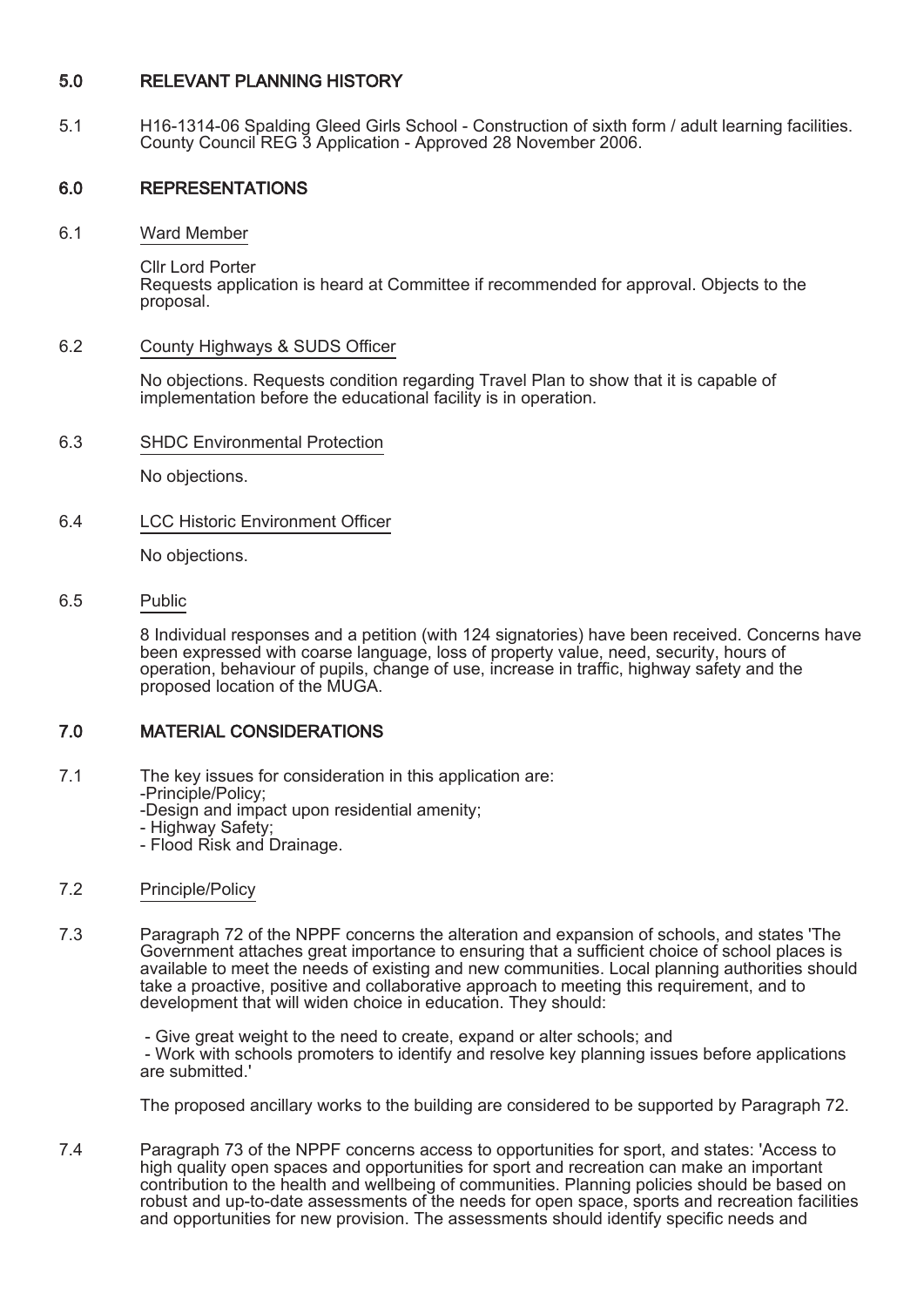## 5.0 RELEVANT PLANNING HISTORY

5.1 H16-1314-06 Spalding Gleed Girls School - Construction of sixth form / adult learning facilities. County Council REG 3 Application - Approved 28 November 2006.

## 6.0 REPRESENTATIONS

6.1 Ward Member

Cllr Lord Porter
Requests application is heard at Committee if recommended for approval. Objects to the proposal.

6.2 County Highways & SUDS Officer

No objections. Requests condition regarding Travel Plan to show that it is capable of implementation before the educational facility is in operation.

6.3 SHDC Environmental Protection

No objections.

6.4 LCC Historic Environment Officer

No objections.

6.5 Public

8 Individual responses and a petition (with 124 signatories) have been received. Concerns have been expressed with coarse language, loss of property value, need, security, hours of operation, behaviour of pupils, change of use, increase in traffic, highway safety and the proposed location of the MUGA.

## 7.0 MATERIAL CONSIDERATIONS

7.1 The key issues for consideration in this application are:
-Principle/Policy;
-Design and impact upon residential amenity;
- Highway Safety;
- Flood Risk and Drainage.

7.2 Principle/Policy

7.3 Paragraph 72 of the NPPF concerns the alteration and expansion of schools, and states 'The Government attaches great importance to ensuring that a sufficient choice of school places is available to meet the needs of existing and new communities. Local planning authorities should take a proactive, positive and collaborative approach to meeting this requirement, and to development that will widen choice in education. They should:

- Give great weight to the need to create, expand or alter schools; and
- Work with schools promoters to identify and resolve key planning issues before applications are submitted.'

The proposed ancillary works to the building are considered to be supported by Paragraph 72.

7.4 Paragraph 73 of the NPPF concerns access to opportunities for sport, and states: 'Access to high quality open spaces and opportunities for sport and recreation can make an important contribution to the health and wellbeing of communities. Planning policies should be based on robust and up-to-date assessments of the needs for open space, sports and recreation facilities and opportunities for new provision. The assessments should identify specific needs and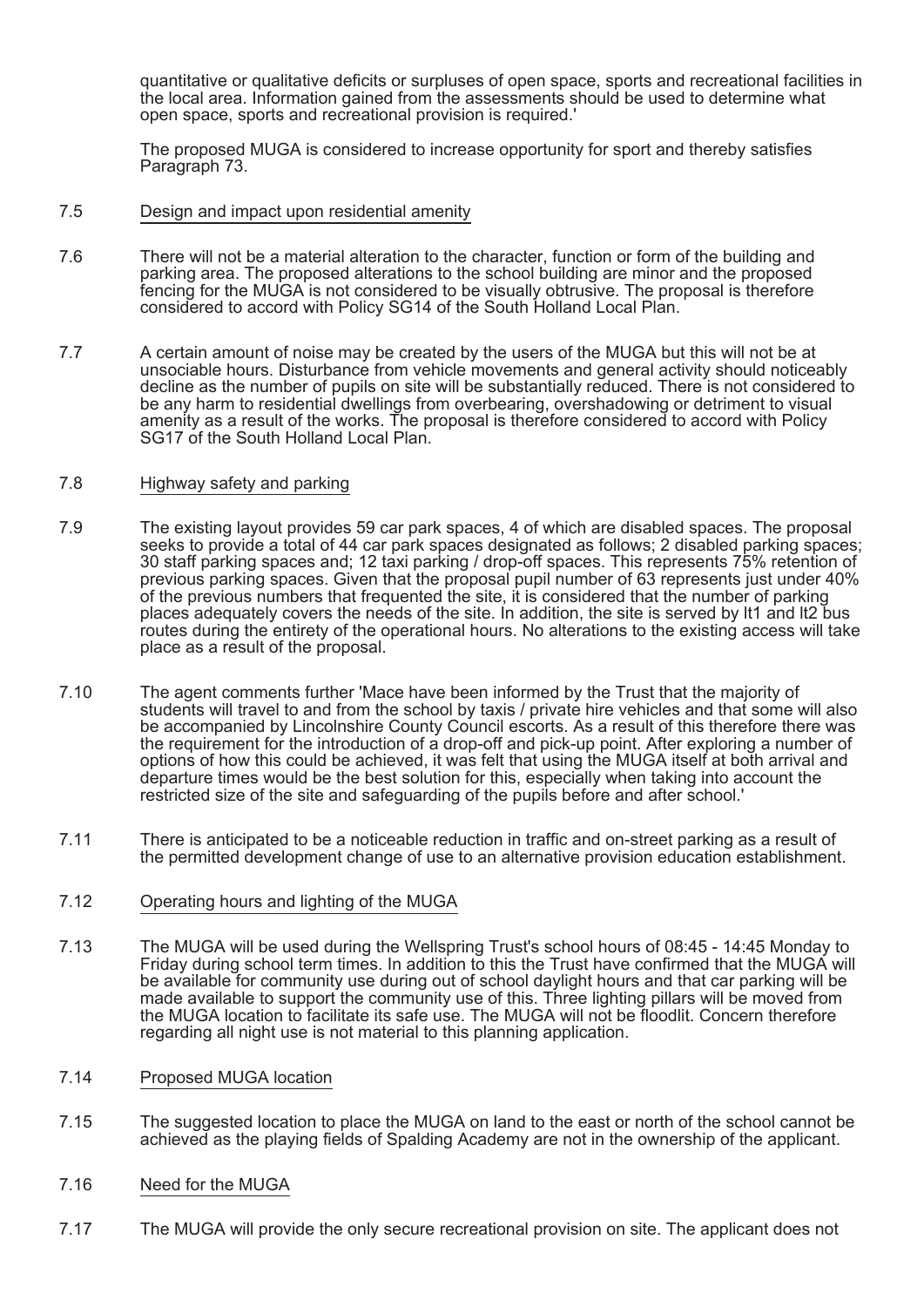quantitative or qualitative deficits or surpluses of open space, sports and recreational facilities in the local area. Information gained from the assessments should be used to determine what open space, sports and recreational provision is required.'

The proposed MUGA is considered to increase opportunity for sport and thereby satisfies Paragraph 73.

7.5 Design and impact upon residential amenity

7.6 There will not be a material alteration to the character, function or form of the building and parking area. The proposed alterations to the school building are minor and the proposed fencing for the MUGA is not considered to be visually obtrusive. The proposal is therefore considered to accord with Policy SG14 of the South Holland Local Plan.

7.7 A certain amount of noise may be created by the users of the MUGA but this will not be at unsociable hours. Disturbance from vehicle movements and general activity should noticeably decline as the number of pupils on site will be substantially reduced. There is not considered to be any harm to residential dwellings from overbearing, overshadowing or detriment to visual amenity as a result of the works. The proposal is therefore considered to accord with Policy SG17 of the South Holland Local Plan.

7.8 Highway safety and parking

7.9 The existing layout provides 59 car park spaces, 4 of which are disabled spaces. The proposal seeks to provide a total of 44 car park spaces designated as follows; 2 disabled parking spaces; 30 staff parking spaces and; 12 taxi parking / drop-off spaces. This represents 75% retention of previous parking spaces. Given that the proposal pupil number of 63 represents just under 40% of the previous numbers that frequented the site, it is considered that the number of parking places adequately covers the needs of the site. In addition, the site is served by lt1 and lt2 bus routes during the entirety of the operational hours. No alterations to the existing access will take place as a result of the proposal.

7.10 The agent comments further 'Mace have been informed by the Trust that the majority of students will travel to and from the school by taxis / private hire vehicles and that some will also be accompanied by Lincolnshire County Council escorts. As a result of this therefore there was the requirement for the introduction of a drop-off and pick-up point. After exploring a number of options of how this could be achieved, it was felt that using the MUGA itself at both arrival and departure times would be the best solution for this, especially when taking into account the restricted size of the site and safeguarding of the pupils before and after school.'

7.11 There is anticipated to be a noticeable reduction in traffic and on-street parking as a result of the permitted development change of use to an alternative provision education establishment.

7.12 Operating hours and lighting of the MUGA

7.13 The MUGA will be used during the Wellspring Trust's school hours of 08:45 - 14:45 Monday to Friday during school term times. In addition to this the Trust have confirmed that the MUGA will be available for community use during out of school daylight hours and that car parking will be made available to support the community use of this. Three lighting pillars will be moved from the MUGA location to facilitate its safe use. The MUGA will not be floodlit. Concern therefore regarding all night use is not material to this planning application.

7.14 Proposed MUGA location

7.15 The suggested location to place the MUGA on land to the east or north of the school cannot be achieved as the playing fields of Spalding Academy are not in the ownership of the applicant.

7.16 Need for the MUGA

7.17 The MUGA will provide the only secure recreational provision on site. The applicant does not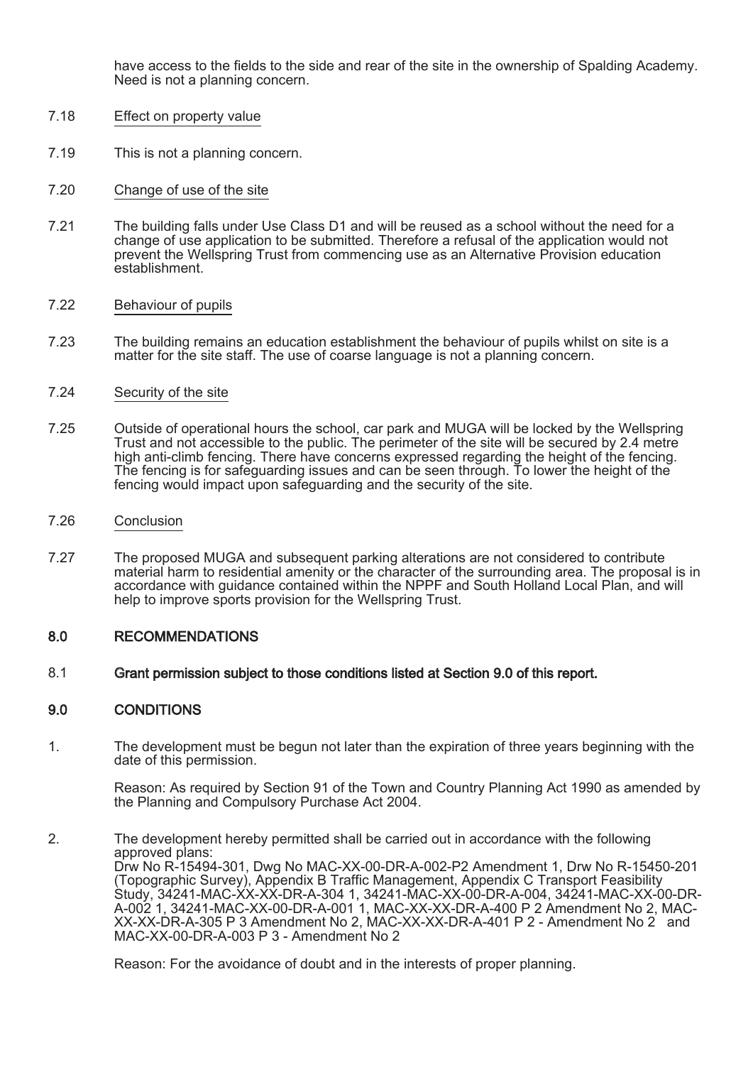have access to the fields to the side and rear of the site in the ownership of Spalding Academy. Need is not a planning concern.

7.18 Effect on property value

7.19 This is not a planning concern.

7.20 Change of use of the site

7.21 The building falls under Use Class D1 and will be reused as a school without the need for a change of use application to be submitted. Therefore a refusal of the application would not prevent the Wellspring Trust from commencing use as an Alternative Provision education establishment.

7.22 Behaviour of pupils

7.23 The building remains an education establishment the behaviour of pupils whilst on site is a matter for the site staff. The use of coarse language is not a planning concern.

7.24 Security of the site

7.25 Outside of operational hours the school, car park and MUGA will be locked by the Wellspring Trust and not accessible to the public. The perimeter of the site will be secured by 2.4 metre high anti-climb fencing. There have concerns expressed regarding the height of the fencing. The fencing is for safeguarding issues and can be seen through. To lower the height of the fencing would impact upon safeguarding and the security of the site.

7.26 Conclusion

7.27 The proposed MUGA and subsequent parking alterations are not considered to contribute material harm to residential amenity or the character of the surrounding area. The proposal is in accordance with guidance contained within the NPPF and South Holland Local Plan, and will help to improve sports provision for the Wellspring Trust.

## 8.0 RECOMMENDATIONS

8.1 **Grant permission subject to those conditions listed at Section 9.0 of this report.**

## 9.0 CONDITIONS

1. The development must be begun not later than the expiration of three years beginning with the date of this permission.

   Reason: As required by Section 91 of the Town and Country Planning Act 1990 as amended by the Planning and Compulsory Purchase Act 2004.

2. The development hereby permitted shall be carried out in accordance with the following approved plans:
   Drw No R-15494-301, Dwg No MAC-XX-00-DR-A-002-P2 Amendment 1, Drw No R-15450-201 (Topographic Survey), Appendix B Traffic Management, Appendix C Transport Feasibility Study, 34241-MAC-XX-XX-DR-A-304 1, 34241-MAC-XX-00-DR-A-004, 34241-MAC-XX-00-DR-A-002 1, 34241-MAC-XX-00-DR-A-001 1, MAC-XX-XX-DR-A-400 P 2 Amendment No 2, MAC-XX-XX-DR-A-305 P 3 Amendment No 2, MAC-XX-XX-DR-A-401 P 2 - Amendment No 2 and MAC-XX-00-DR-A-003 P 3 - Amendment No 2

   Reason: For the avoidance of doubt and in the interests of proper planning.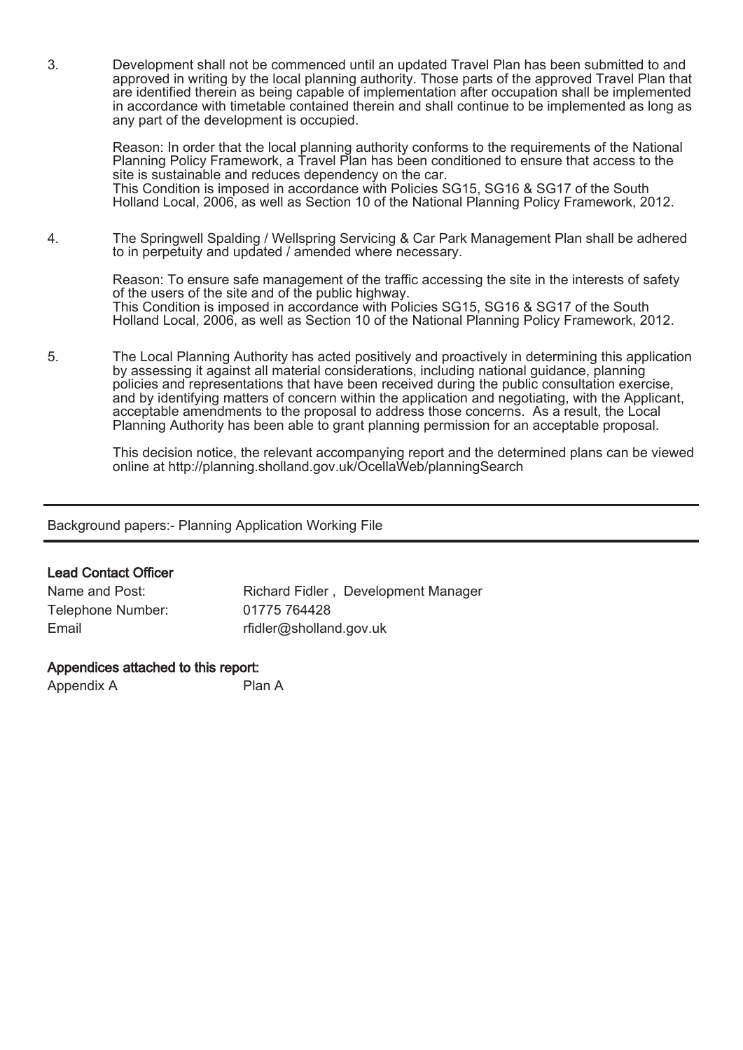3. Development shall not be commenced until an updated Travel Plan has been submitted to and approved in writing by the local planning authority. Those parts of the approved Travel Plan that are identified therein as being capable of implementation after occupation shall be implemented in accordance with timetable contained therein and shall continue to be implemented as long as any part of the development is occupied.

   Reason: In order that the local planning authority conforms to the requirements of the National Planning Policy Framework, a Travel Plan has been conditioned to ensure that access to the site is sustainable and reduces dependency on the car.
   This Condition is imposed in accordance with Policies SG15, SG16 & SG17 of the South Holland Local, 2006, as well as Section 10 of the National Planning Policy Framework, 2012.

4. The Springwell Spalding / Wellspring Servicing & Car Park Management Plan shall be adhered to in perpetuity and updated / amended where necessary.

   Reason: To ensure safe management of the traffic accessing the site in the interests of safety of the users of the site and of the public highway.
   This Condition is imposed in accordance with Policies SG15, SG16 & SG17 of the South Holland Local, 2006, as well as Section 10 of the National Planning Policy Framework, 2012.

5. The Local Planning Authority has acted positively and proactively in determining this application by assessing it against all material considerations, including national guidance, planning policies and representations that have been received during the public consultation exercise, and by identifying matters of concern within the application and negotiating, with the Applicant, acceptable amendments to the proposal to address those concerns. As a result, the Local Planning Authority has been able to grant planning permission for an acceptable proposal.

   This decision notice, the relevant accompanying report and the determined plans can be viewed online at http://planning.sholland.gov.uk/OcellaWeb/planningSearch

---

Background papers:- Planning Application Working File

---

**Lead Contact Officer**

| | |
|---|---|
| Name and Post: | Richard Fidler , Development Manager |
| Telephone Number: | 01775 764428 |
| Email | rfidler@sholland.gov.uk |

**Appendices attached to this report:**

| | |
|---|---|
| Appendix A | Plan A |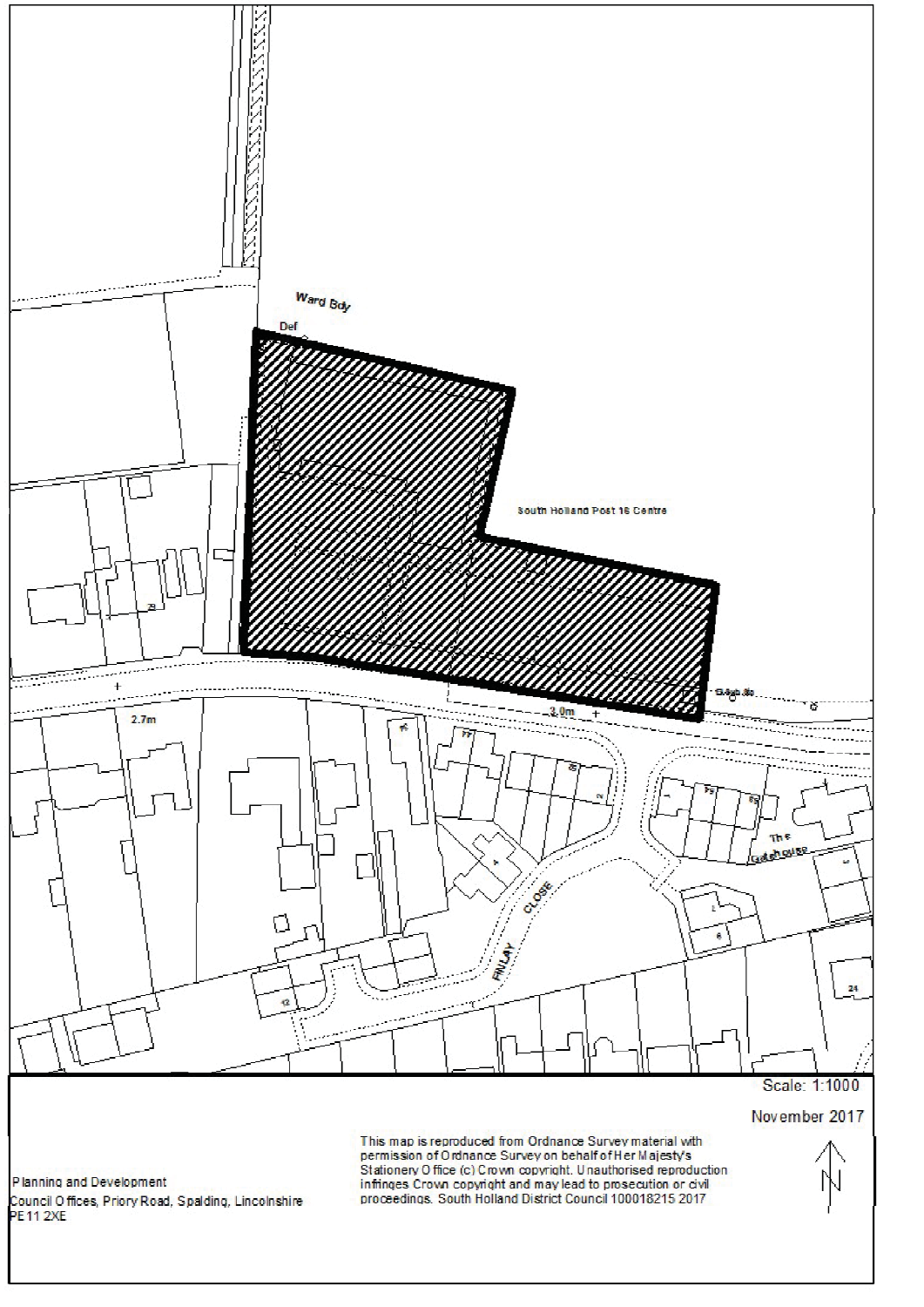Ward Bdy

Def

South Holland Post 16 Centre

2.7m

3.0m

FINLAY CLOSE

The Gatehouse

Scale: 1:1000

November 2017

This map is reproduced from Ordnance Survey material with permission of Ordnance Survey on behalf of Her Majesty's Stationery Office (c) Crown copyright. Unauthorised reproduction infringes Crown copyright and may lead to prosecution or civil proceedings. South Holland District Council 100018215 2017

Planning and Development
Council Offices, Priory Road, Spalding, Lincolnshire
PE11 2XE

N